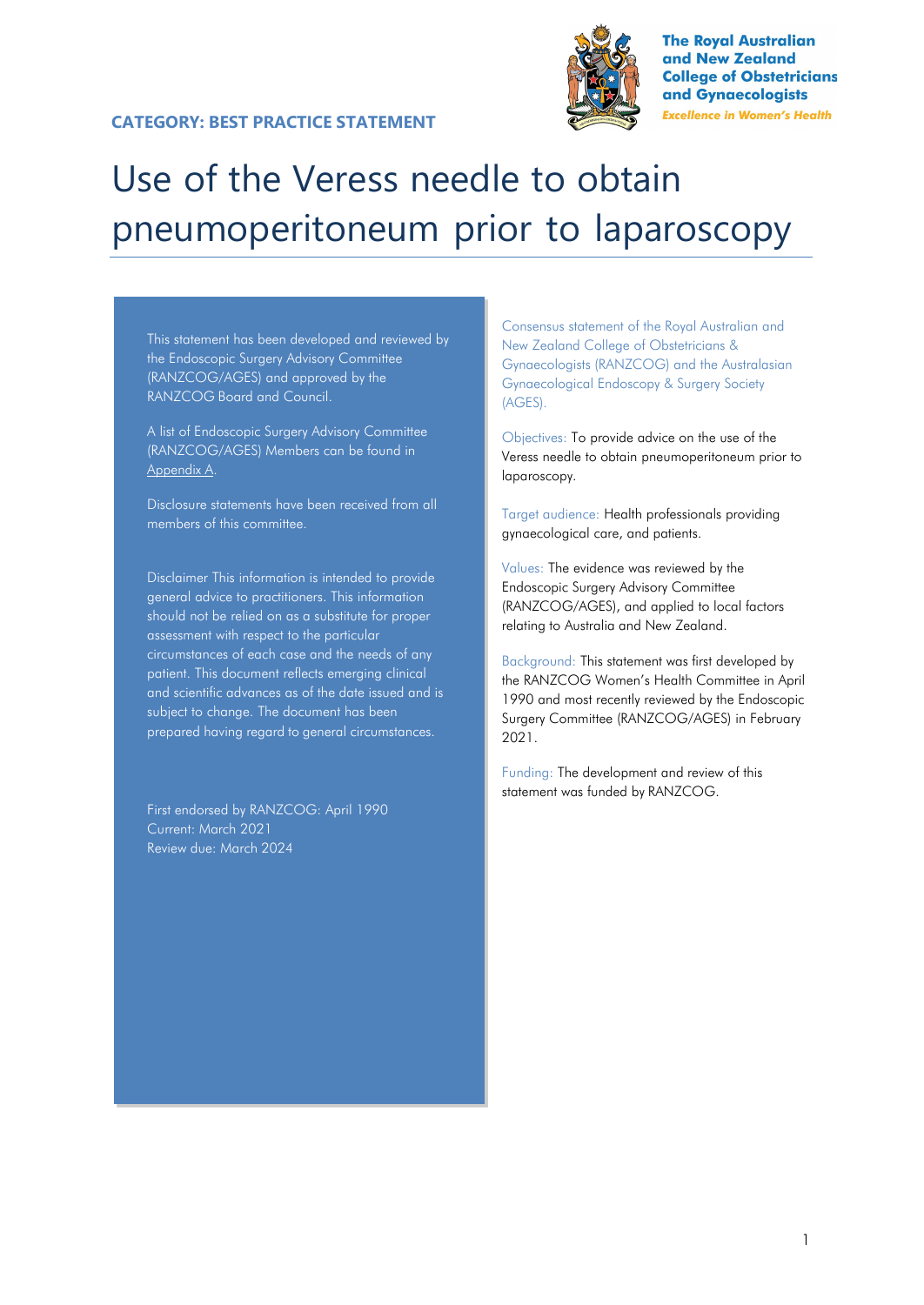**CATEGORY: BEST PRACTICE STATEMENT**

The Royal Australian and New Zealand College of Obstetricians and Gynaecologists

*Excellence in Women's Health*

# Use of the Veress needle to obtain pneumoperitoneum prior to laparoscopy

This statement has been developed and reviewed by the Endoscopic Surgery Advisory Committee (RANZCOG/AGES) and approved by the RANZCOG Board and Council.

A list of Endoscopic Surgery Advisory Committee (RANZCOG/AGES) Members can be found in Appendix A.

Disclosure statements have been received from all members of this committee.

Disclaimer This information is intended to provide general advice to practitioners. This information should not be relied on as a substitute for proper assessment with respect to the particular circumstances of each case and the needs of any patient. This document reflects emerging clinical and scientific advances as of the date issued and is subject to change. The document has been prepared having regard to general circumstances.

First endorsed by RANZCOG: April 1990
Current: March 2021
Review due: March 2024

Consensus statement of the Royal Australian and New Zealand College of Obstetricians & Gynaecologists (RANZCOG) and the Australasian Gynaecological Endoscopy & Surgery Society (AGES).

Objectives: To provide advice on the use of the Veress needle to obtain pneumoperitoneum prior to laparoscopy.

Target audience: Health professionals providing gynaecological care, and patients.

Values: The evidence was reviewed by the Endoscopic Surgery Advisory Committee (RANZCOG/AGES), and applied to local factors relating to Australia and New Zealand.

Background: This statement was first developed by the RANZCOG Women's Health Committee in April 1990 and most recently reviewed by the Endoscopic Surgery Committee (RANZCOG/AGES) in February 2021.

Funding: The development and review of this statement was funded by RANZCOG.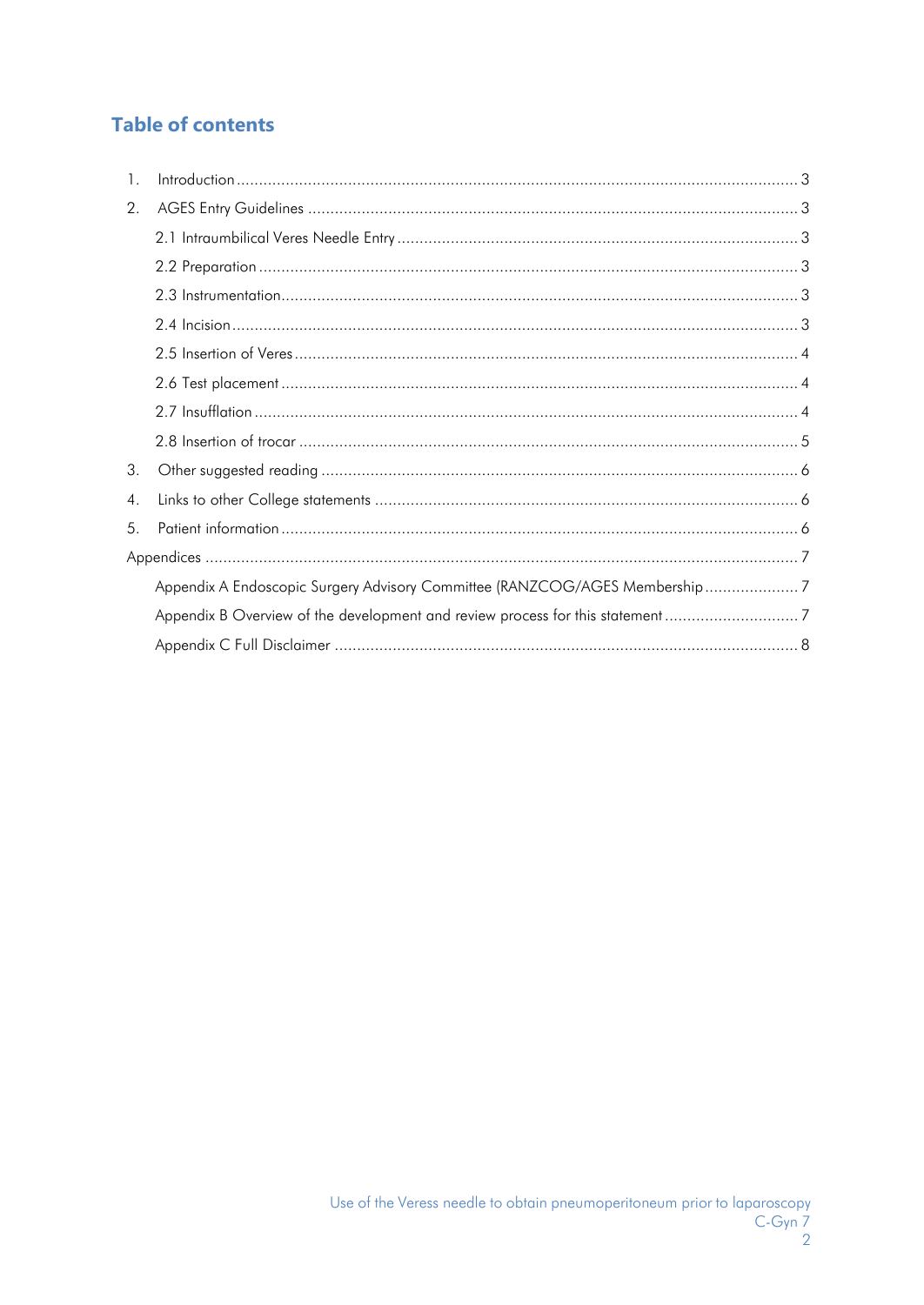## Table of contents

1. Introduction ..... 3
2. AGES Entry Guidelines ..... 3
    - 2.1 Intraumbilical Veres Needle Entry ..... 3
    - 2.2 Preparation ..... 3
    - 2.3 Instrumentation ..... 3
    - 2.4 Incision ..... 3
    - 2.5 Insertion of Veres ..... 4
    - 2.6 Test placement ..... 4
    - 2.7 Insufflation ..... 4
    - 2.8 Insertion of trocar ..... 5
3. Other suggested reading ..... 6
4. Links to other College statements ..... 6
5. Patient information ..... 6

Appendices ..... 7

- Appendix A Endoscopic Surgery Advisory Committee (RANZCOG/AGES Membership ..... 7
- Appendix B Overview of the development and review process for this statement ..... 7
- Appendix C Full Disclaimer ..... 8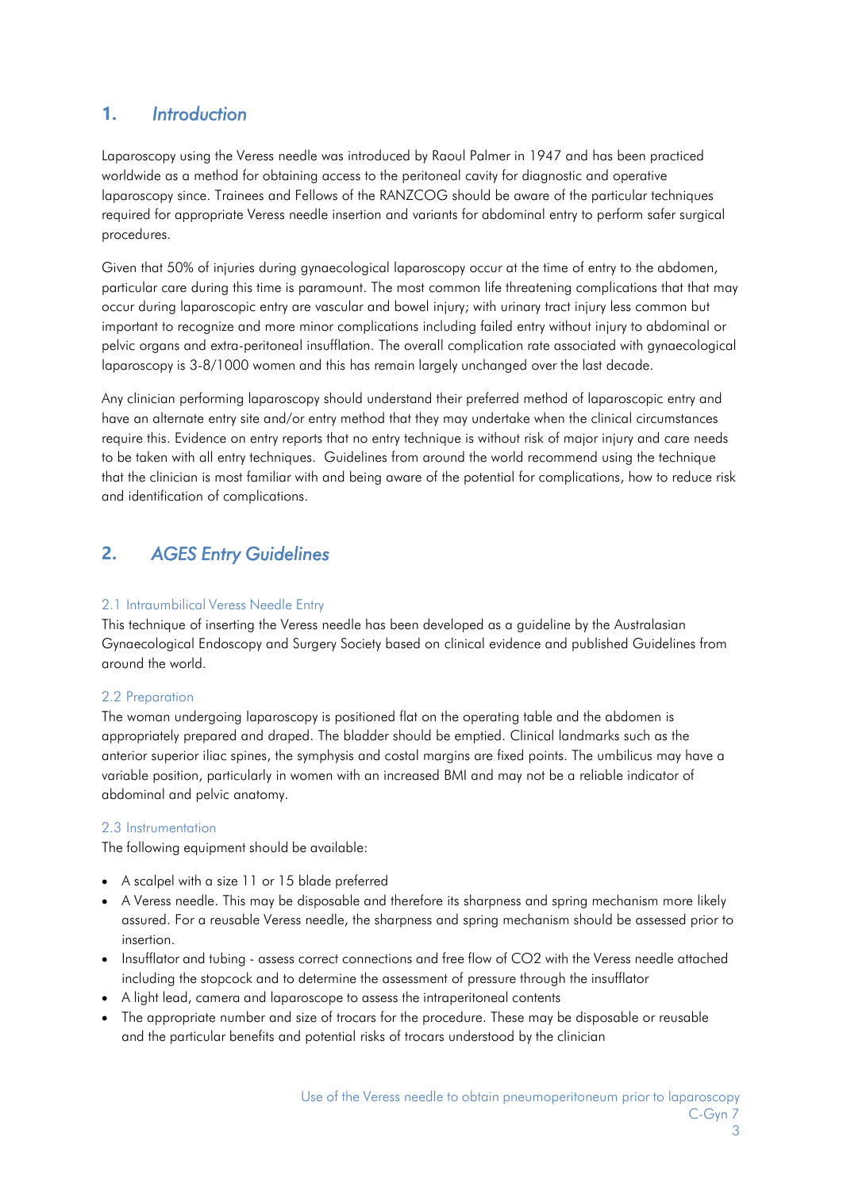## 1. *Introduction*

Laparoscopy using the Veress needle was introduced by Raoul Palmer in 1947 and has been practiced worldwide as a method for obtaining access to the peritoneal cavity for diagnostic and operative laparoscopy since. Trainees and Fellows of the RANZCOG should be aware of the particular techniques required for appropriate Veress needle insertion and variants for abdominal entry to perform safer surgical procedures.

Given that 50% of injuries during gynaecological laparoscopy occur at the time of entry to the abdomen, particular care during this time is paramount. The most common life threatening complications that that may occur during laparoscopic entry are vascular and bowel injury; with urinary tract injury less common but important to recognize and more minor complications including failed entry without injury to abdominal or pelvic organs and extra-peritoneal insufflation. The overall complication rate associated with gynaecological laparoscopy is 3-8/1000 women and this has remain largely unchanged over the last decade.

Any clinician performing laparoscopy should understand their preferred method of laparoscopic entry and have an alternate entry site and/or entry method that they may undertake when the clinical circumstances require this. Evidence on entry reports that no entry technique is without risk of major injury and care needs to be taken with all entry techniques. Guidelines from around the world recommend using the technique that the clinician is most familiar with and being aware of the potential for complications, how to reduce risk and identification of complications.

## 2. *AGES Entry Guidelines*

### 2.1 Intraumbilical Veress Needle Entry

This technique of inserting the Veress needle has been developed as a guideline by the Australasian Gynaecological Endoscopy and Surgery Society based on clinical evidence and published Guidelines from around the world.

### 2.2 Preparation

The woman undergoing laparoscopy is positioned flat on the operating table and the abdomen is appropriately prepared and draped. The bladder should be emptied. Clinical landmarks such as the anterior superior iliac spines, the symphysis and costal margins are fixed points. The umbilicus may have a variable position, particularly in women with an increased BMI and may not be a reliable indicator of abdominal and pelvic anatomy.

### 2.3 Instrumentation

The following equipment should be available:

- A scalpel with a size 11 or 15 blade preferred
- A Veress needle. This may be disposable and therefore its sharpness and spring mechanism more likely assured. For a reusable Veress needle, the sharpness and spring mechanism should be assessed prior to insertion.
- Insufflator and tubing - assess correct connections and free flow of $CO_2$ with the Veress needle attached including the stopcock and to determine the assessment of pressure through the insufflator
- A light lead, camera and laparoscope to assess the intraperitoneal contents
- The appropriate number and size of trocars for the procedure. These may be disposable or reusable and the particular benefits and potential risks of trocars understood by the clinician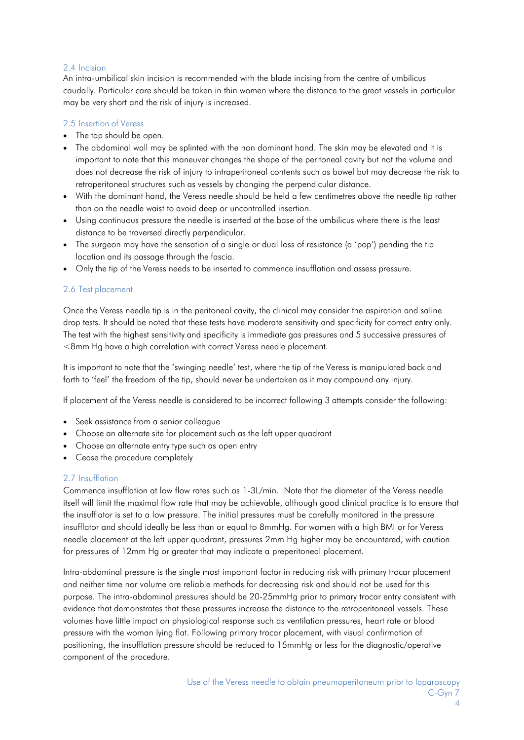### 2.4 Incision

An intra-umbilical skin incision is recommended with the blade incising from the centre of umbilicus caudally. Particular care should be taken in thin women where the distance to the great vessels in particular may be very short and the risk of injury is increased.

### 2.5 Insertion of Veress

- The tap should be open.
- The abdominal wall may be splinted with the non dominant hand. The skin may be elevated and it is important to note that this maneuver changes the shape of the peritoneal cavity but not the volume and does not decrease the risk of injury to intraperitoneal contents such as bowel but may decrease the risk to retroperitoneal structures such as vessels by changing the perpendicular distance.
- With the dominant hand, the Veress needle should be held a few centimetres above the needle tip rather than on the needle waist to avoid deep or uncontrolled insertion.
- Using continuous pressure the needle is inserted at the base of the umbilicus where there is the least distance to be traversed directly perpendicular.
- The surgeon may have the sensation of a single or dual loss of resistance (a 'pop') pending the tip location and its passage through the fascia.
- Only the tip of the Veress needs to be inserted to commence insufflation and assess pressure.

### 2.6 Test placement

Once the Veress needle tip is in the peritoneal cavity, the clinical may consider the aspiration and saline drop tests. It should be noted that these tests have moderate sensitivity and specificity for correct entry only. The test with the highest sensitivity and specificity is immediate gas pressures and 5 successive pressures of <8mm Hg have a high correlation with correct Veress needle placement.

It is important to note that the 'swinging needle' test, where the tip of the Veress is manipulated back and forth to 'feel' the freedom of the tip, should never be undertaken as it may compound any injury.

If placement of the Veress needle is considered to be incorrect following 3 attempts consider the following:

- Seek assistance from a senior colleague
- Choose an alternate site for placement such as the left upper quadrant
- Choose an alternate entry type such as open entry
- Cease the procedure completely

### 2.7 Insufflation

Commence insufflation at low flow rates such as 1-3L/min. Note that the diameter of the Veress needle itself will limit the maximal flow rate that may be achievable, although good clinical practice is to ensure that the insufflator is set to a low pressure. The initial pressures must be carefully monitored in the pressure insufflator and should ideally be less than or equal to 8mmHg. For women with a high BMI or for Veress needle placement at the left upper quadrant, pressures 2mm Hg higher may be encountered, with caution for pressures of 12mm Hg or greater that may indicate a preperitoneal placement.

Intra-abdominal pressure is the single most important factor in reducing risk with primary trocar placement and neither time nor volume are reliable methods for decreasing risk and should not be used for this purpose. The intra-abdominal pressures should be 20-25mmHg prior to primary trocar entry consistent with evidence that demonstrates that these pressures increase the distance to the retroperitoneal vessels. These volumes have little impact on physiological response such as ventilation pressures, heart rate or blood pressure with the woman lying flat. Following primary trocar placement, with visual confirmation of positioning, the insufflation pressure should be reduced to 15mmHg or less for the diagnostic/operative component of the procedure.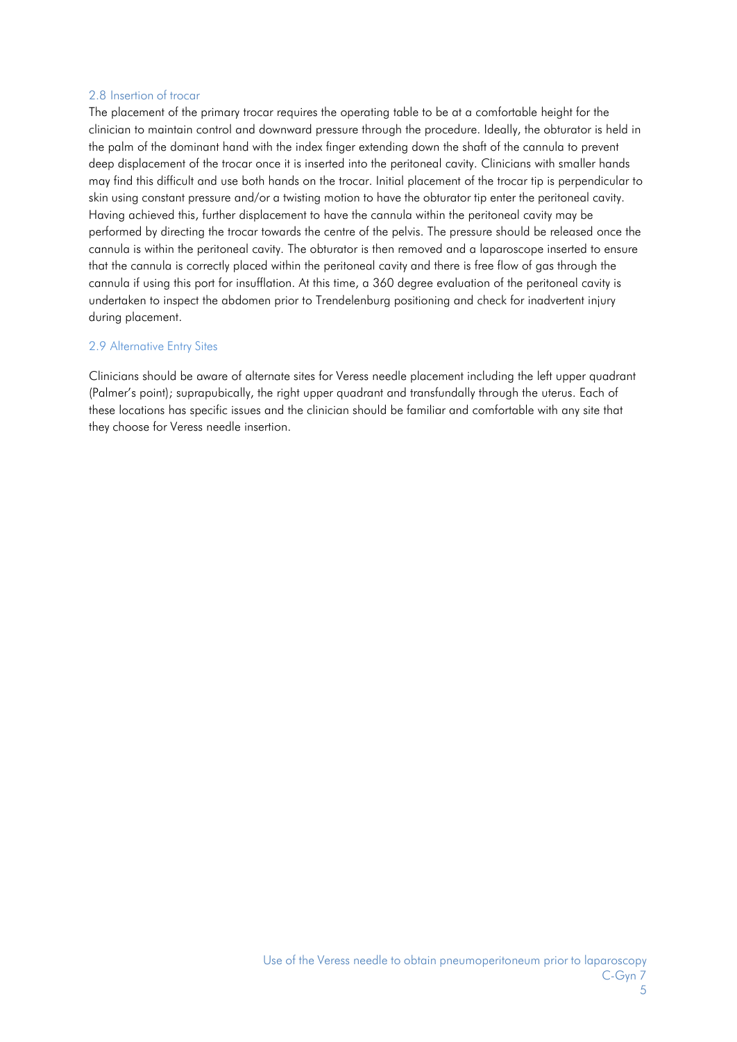### 2.8 Insertion of trocar

The placement of the primary trocar requires the operating table to be at a comfortable height for the clinician to maintain control and downward pressure through the procedure. Ideally, the obturator is held in the palm of the dominant hand with the index finger extending down the shaft of the cannula to prevent deep displacement of the trocar once it is inserted into the peritoneal cavity. Clinicians with smaller hands may find this difficult and use both hands on the trocar. Initial placement of the trocar tip is perpendicular to skin using constant pressure and/or a twisting motion to have the obturator tip enter the peritoneal cavity. Having achieved this, further displacement to have the cannula within the peritoneal cavity may be performed by directing the trocar towards the centre of the pelvis. The pressure should be released once the cannula is within the peritoneal cavity. The obturator is then removed and a laparoscope inserted to ensure that the cannula is correctly placed within the peritoneal cavity and there is free flow of gas through the cannula if using this port for insufflation. At this time, a 360 degree evaluation of the peritoneal cavity is undertaken to inspect the abdomen prior to Trendelenburg positioning and check for inadvertent injury during placement.

### 2.9 Alternative Entry Sites

Clinicians should be aware of alternate sites for Veress needle placement including the left upper quadrant (Palmer's point); suprapubically, the right upper quadrant and transfundally through the uterus. Each of these locations has specific issues and the clinician should be familiar and comfortable with any site that they choose for Veress needle insertion.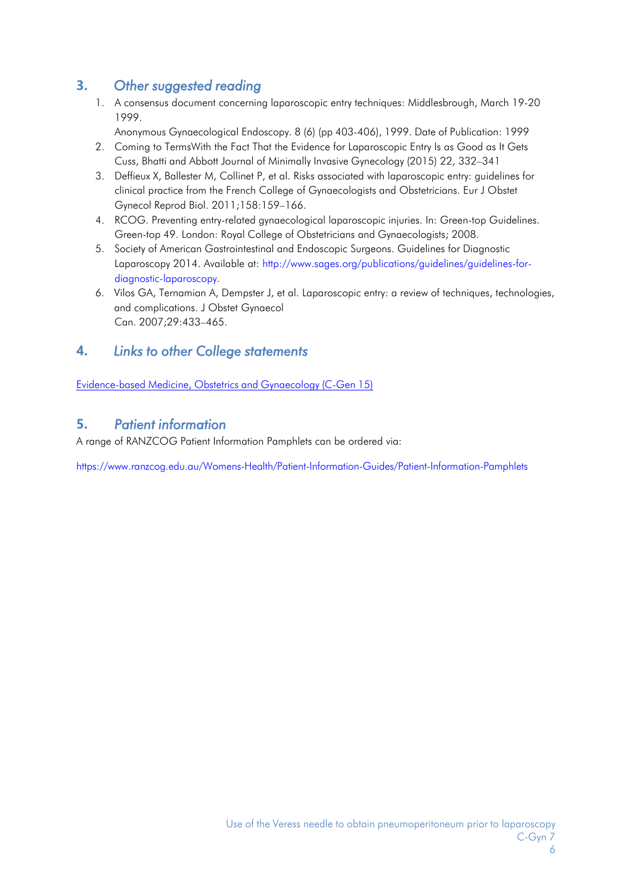## 3. *Other suggested reading*

1. A consensus document concerning laparoscopic entry techniques: Middlesbrough, March 19-20 1999.
   Anonymous Gynaecological Endoscopy. 8 (6) (pp 403-406), 1999. Date of Publication: 1999
2. Coming to TermsWith the Fact That the Evidence for Laparoscopic Entry Is as Good as It Gets Cuss, Bhatti and Abbott Journal of Minimally Invasive Gynecology (2015) 22, 332–341
3. Deffieux X, Ballester M, Collinet P, et al. Risks associated with laparoscopic entry: guidelines for clinical practice from the French College of Gynaecologists and Obstetricians. Eur J Obstet Gynecol Reprod Biol. 2011;158:159–166.
4. RCOG. Preventing entry-related gynaecological laparoscopic injuries. In: Green-top Guidelines. Green-top 49. London: Royal College of Obstetricians and Gynaecologists; 2008.
5. Society of American Gastrointestinal and Endoscopic Surgeons. Guidelines for Diagnostic Laparoscopy 2014. Available at: http://www.sages.org/publications/guidelines/guidelines-for-diagnostic-laparoscopy.
6. Vilos GA, Ternamian A, Dempster J, et al. Laparoscopic entry: a review of techniques, technologies, and complications. J Obstet Gynaecol Can. 2007;29:433–465.

## 4. *Links to other College statements*

Evidence-based Medicine, Obstetrics and Gynaecology (C-Gen 15)

## 5. *Patient information*

A range of RANZCOG Patient Information Pamphlets can be ordered via:

https://www.ranzcog.edu.au/Womens-Health/Patient-Information-Guides/Patient-Information-Pamphlets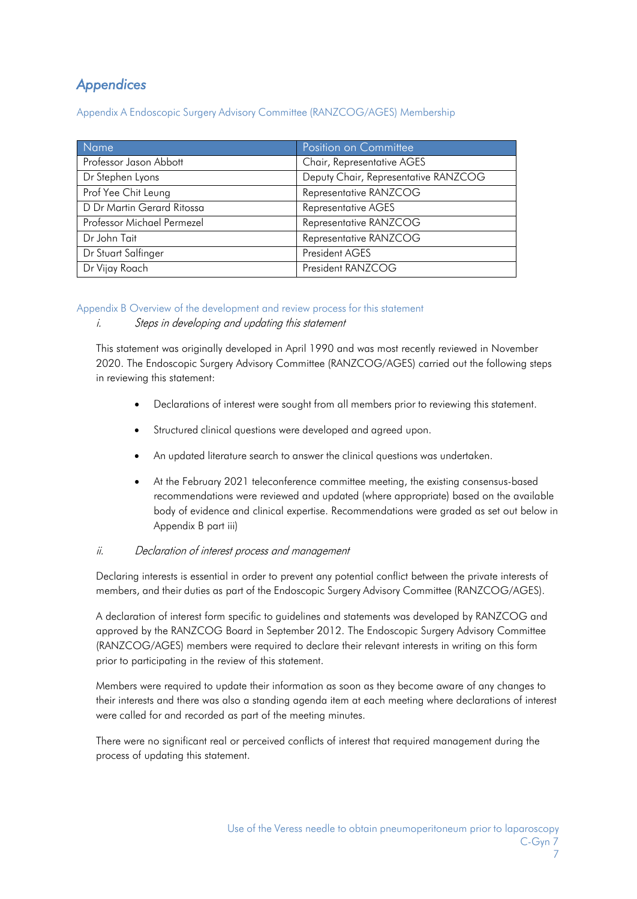# Appendices

## Appendix A Endoscopic Surgery Advisory Committee (RANZCOG/AGES) Membership

| Name | Position on Committee |
|---|---|
| Professor Jason Abbott | Chair, Representative AGES |
| Dr Stephen Lyons | Deputy Chair, Representative RANZCOG |
| Prof Yee Chit Leung | Representative RANZCOG |
| D Dr Martin Gerard Ritossa | Representative AGES |
| Professor Michael Permezel | Representative RANZCOG |
| Dr John Tait | Representative RANZCOG |
| Dr Stuart Salfinger | President AGES |
| Dr Vijay Roach | President RANZCOG |

## Appendix B Overview of the development and review process for this statement

### i. *Steps in developing and updating this statement*

This statement was originally developed in April 1990 and was most recently reviewed in November 2020. The Endoscopic Surgery Advisory Committee (RANZCOG/AGES) carried out the following steps in reviewing this statement:

- Declarations of interest were sought from all members prior to reviewing this statement.
- Structured clinical questions were developed and agreed upon.
- An updated literature search to answer the clinical questions was undertaken.
- At the February 2021 teleconference committee meeting, the existing consensus-based recommendations were reviewed and updated (where appropriate) based on the available body of evidence and clinical expertise. Recommendations were graded as set out below in Appendix B part iii)

### ii. *Declaration of interest process and management*

Declaring interests is essential in order to prevent any potential conflict between the private interests of members, and their duties as part of the Endoscopic Surgery Advisory Committee (RANZCOG/AGES).

A declaration of interest form specific to guidelines and statements was developed by RANZCOG and approved by the RANZCOG Board in September 2012. The Endoscopic Surgery Advisory Committee (RANZCOG/AGES) members were required to declare their relevant interests in writing on this form prior to participating in the review of this statement.

Members were required to update their information as soon as they become aware of any changes to their interests and there was also a standing agenda item at each meeting where declarations of interest were called for and recorded as part of the meeting minutes.

There were no significant real or perceived conflicts of interest that required management during the process of updating this statement.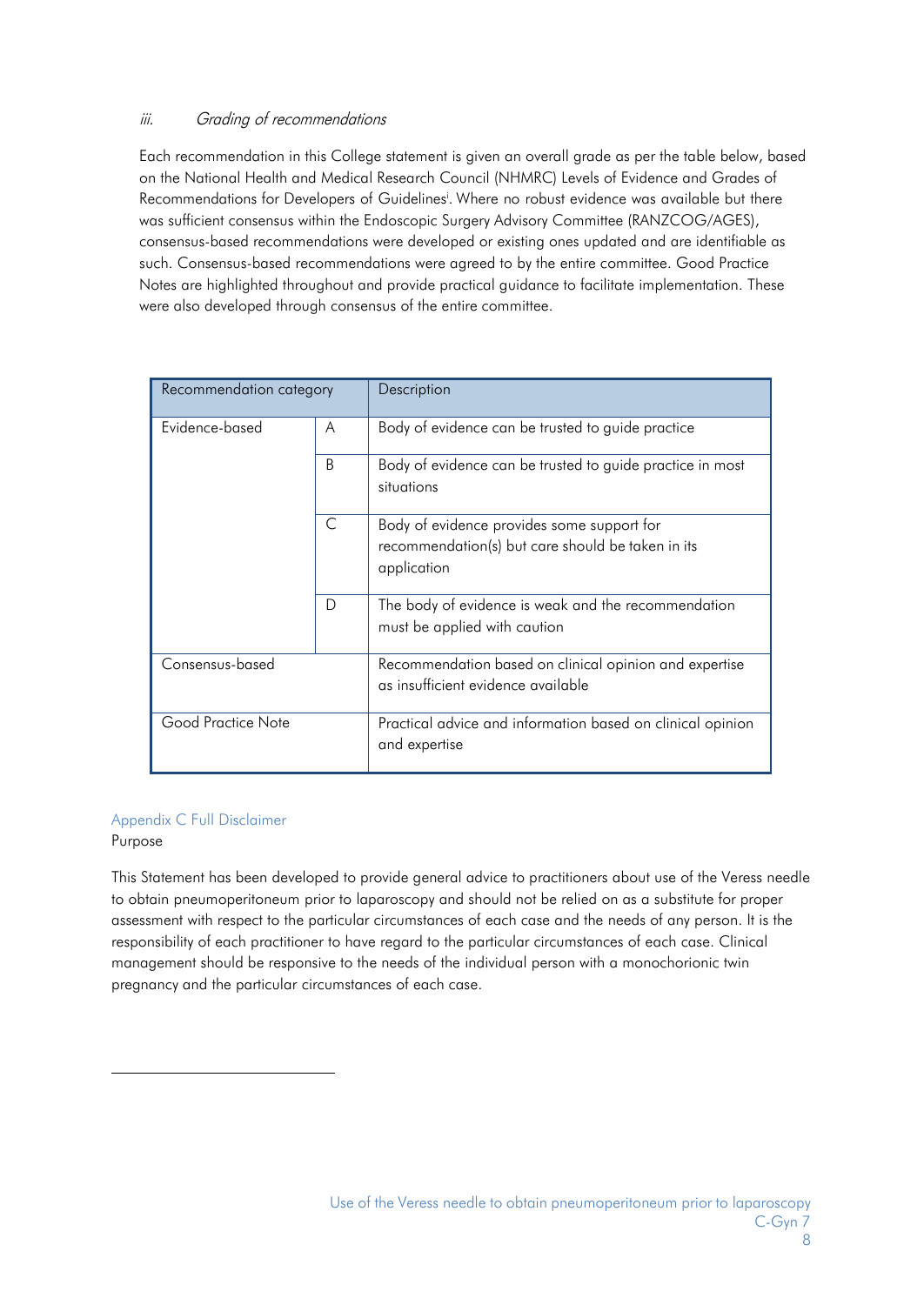### iii. *Grading of recommendations*

Each recommendation in this College statement is given an overall grade as per the table below, based on the National Health and Medical Research Council (NHMRC) Levels of Evidence and Grades of Recommendations for Developers of Guidelines[i]. Where no robust evidence was available but there was sufficient consensus within the Endoscopic Surgery Advisory Committee (RANZCOG/AGES), consensus-based recommendations were developed or existing ones updated and are identifiable as such. Consensus-based recommendations were agreed to by the entire committee. Good Practice Notes are highlighted throughout and provide practical guidance to facilitate implementation. These were also developed through consensus of the entire committee.

| Recommendation category | | Description |
|---|---|---|
| Evidence-based | A | Body of evidence can be trusted to guide practice |
| | B | Body of evidence can be trusted to guide practice in most situations |
| | C | Body of evidence provides some support for recommendation(s) but care should be taken in its application |
| | D | The body of evidence is weak and the recommendation must be applied with caution |
| Consensus-based | | Recommendation based on clinical opinion and expertise as insufficient evidence available |
| Good Practice Note | | Practical advice and information based on clinical opinion and expertise |

## Appendix C Full Disclaimer

Purpose

This Statement has been developed to provide general advice to practitioners about use of the Veress needle to obtain pneumoperitoneum prior to laparoscopy and should not be relied on as a substitute for proper assessment with respect to the particular circumstances of each case and the needs of any person. It is the responsibility of each practitioner to have regard to the particular circumstances of each case. Clinical management should be responsive to the needs of the individual person with a monochorionic twin pregnancy and the particular circumstances of each case.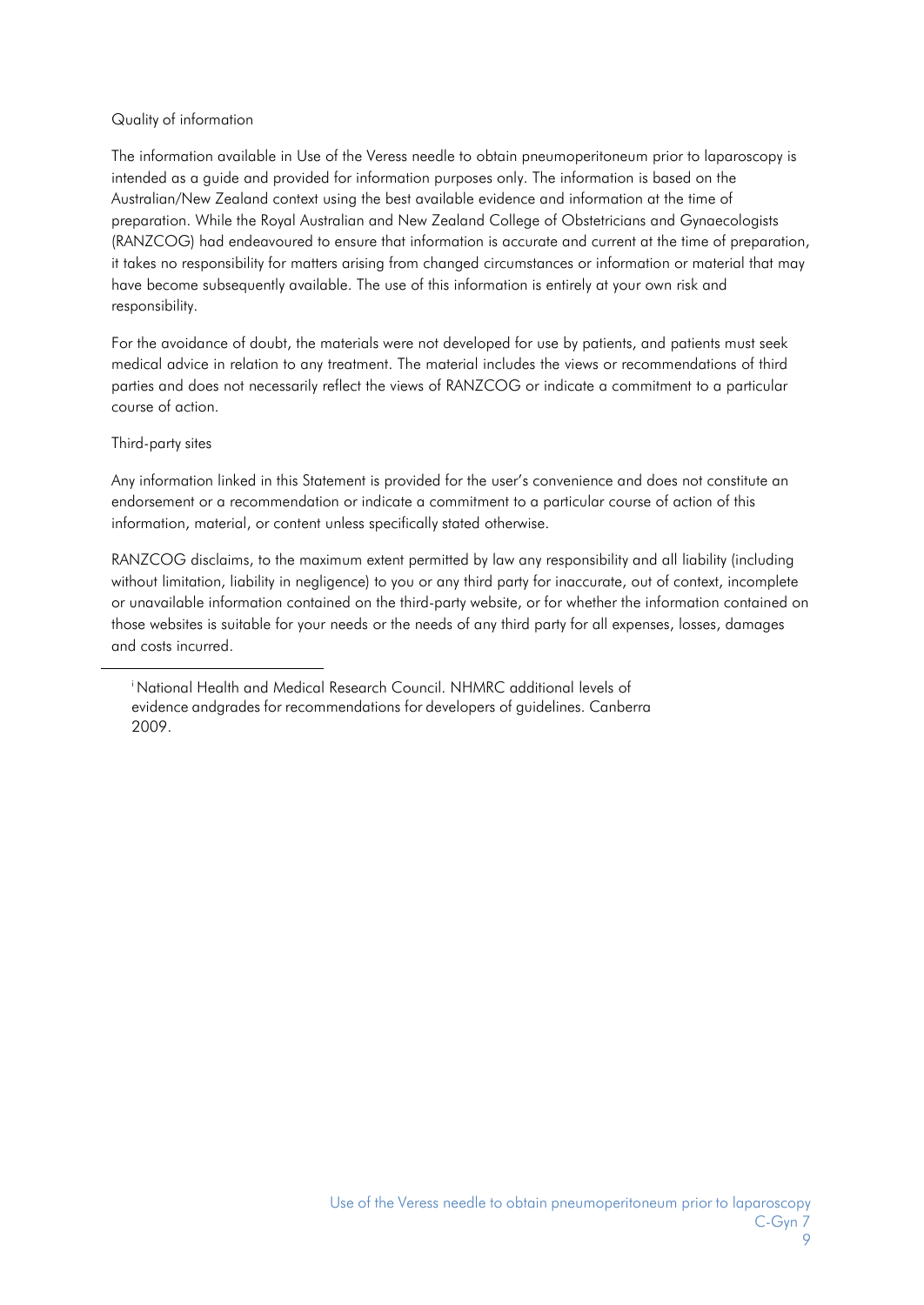Quality of information

The information available in Use of the Veress needle to obtain pneumoperitoneum prior to laparoscopy is intended as a guide and provided for information purposes only. The information is based on the Australian/New Zealand context using the best available evidence and information at the time of preparation. While the Royal Australian and New Zealand College of Obstetricians and Gynaecologists (RANZCOG) had endeavoured to ensure that information is accurate and current at the time of preparation, it takes no responsibility for matters arising from changed circumstances or information or material that may have become subsequently available. The use of this information is entirely at your own risk and responsibility.

For the avoidance of doubt, the materials were not developed for use by patients, and patients must seek medical advice in relation to any treatment. The material includes the views or recommendations of third parties and does not necessarily reflect the views of RANZCOG or indicate a commitment to a particular course of action.

Third-party sites

Any information linked in this Statement is provided for the user's convenience and does not constitute an endorsement or a recommendation or indicate a commitment to a particular course of action of this information, material, or content unless specifically stated otherwise.

RANZCOG disclaims, to the maximum extent permitted by law any responsibility and all liability (including without limitation, liability in negligence) to you or any third party for inaccurate, out of context, incomplete or unavailable information contained on the third-party website, or for whether the information contained on those websites is suitable for your needs or the needs of any third party for all expenses, losses, damages and costs incurred.

---

[i] National Health and Medical Research Council. NHMRC additional levels of evidence andgrades for recommendations for developers of guidelines. Canberra 2009.